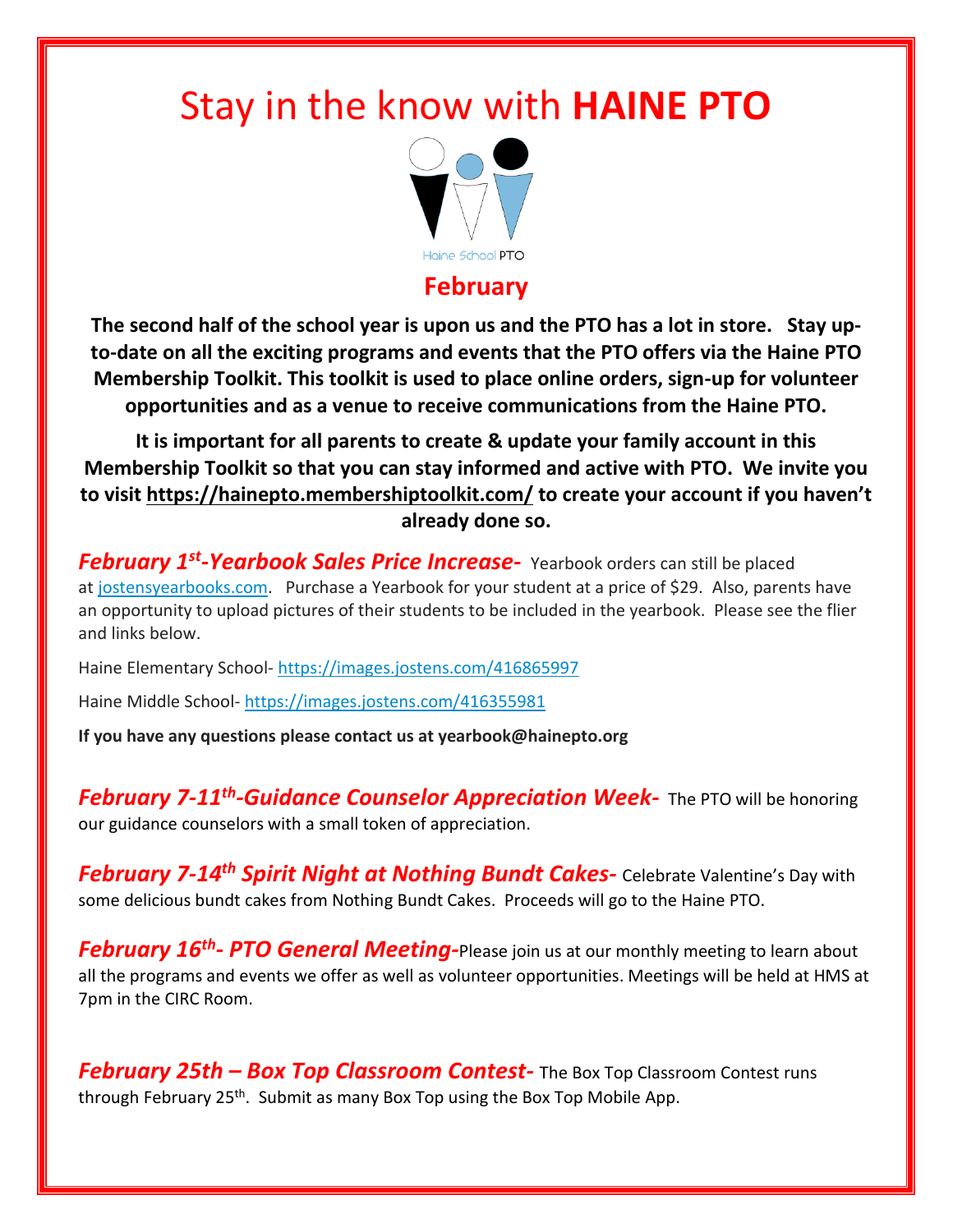# Stay in the know with **HAINE PTO**

Haine School PTO

## February

**The second half of the school year is upon us and the PTO has a lot in store. Stay up-to-date on all the exciting programs and events that the PTO offers via the Haine PTO Membership Toolkit. This toolkit is used to place online orders, sign-up for volunteer opportunities and as a venue to receive communications from the Haine PTO.**

**It is important for all parents to create & update your family account in this Membership Toolkit so that you can stay informed and active with PTO. We invite you to visit https://hainepto.membershiptoolkit.com/ to create your account if you haven't already done so.**

***February 1st-Yearbook Sales Price Increase-*** Yearbook orders can still be placed at jostensyearbooks.com. Purchase a Yearbook for your student at a price of $29. Also, parents have an opportunity to upload pictures of their students to be included in the yearbook. Please see the flier and links below.

Haine Elementary School- https://images.jostens.com/416865997

Haine Middle School- https://images.jostens.com/416355981

**If you have any questions please contact us at yearbook@hainepto.org**

***February 7-11th-Guidance Counselor Appreciation Week-*** The PTO will be honoring our guidance counselors with a small token of appreciation.

***February 7-14th Spirit Night at Nothing Bundt Cakes-*** Celebrate Valentine's Day with some delicious bundt cakes from Nothing Bundt Cakes. Proceeds will go to the Haine PTO.

***February 16th- PTO General Meeting-*** Please join us at our monthly meeting to learn about all the programs and events we offer as well as volunteer opportunities. Meetings will be held at HMS at 7pm in the CIRC Room.

***February 25th – Box Top Classroom Contest-*** The Box Top Classroom Contest runs through February 25th. Submit as many Box Top using the Box Top Mobile App.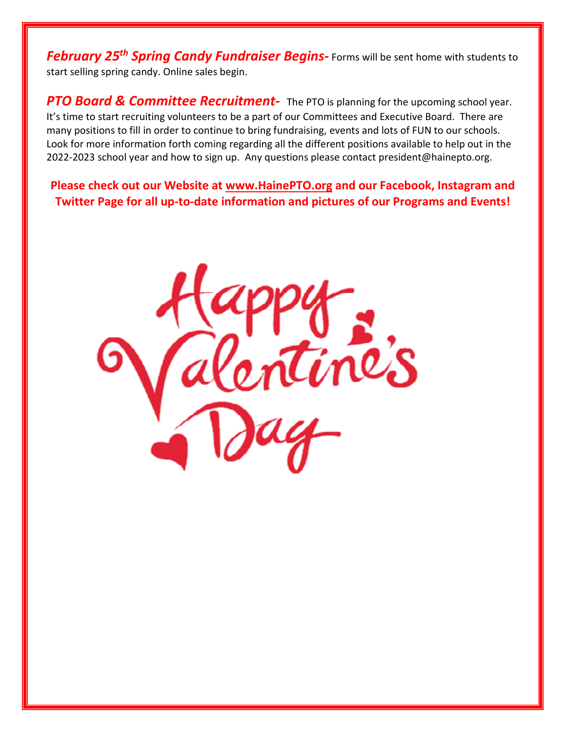***February 25th Spring Candy Fundraiser Begins-*** Forms will be sent home with students to start selling spring candy. Online sales begin.

***PTO Board & Committee Recruitment-*** The PTO is planning for the upcoming school year. It's time to start recruiting volunteers to be a part of our Committees and Executive Board. There are many positions to fill in order to continue to bring fundraising, events and lots of FUN to our schools. Look for more information forth coming regarding all the different positions available to help out in the 2022-2023 school year and how to sign up. Any questions please contact president@hainepto.org.

**Please check out our Website at www.HainePTO.org and our Facebook, Instagram and Twitter Page for all up-to-date information and pictures of our Programs and Events!**

Happy Valentine's Day